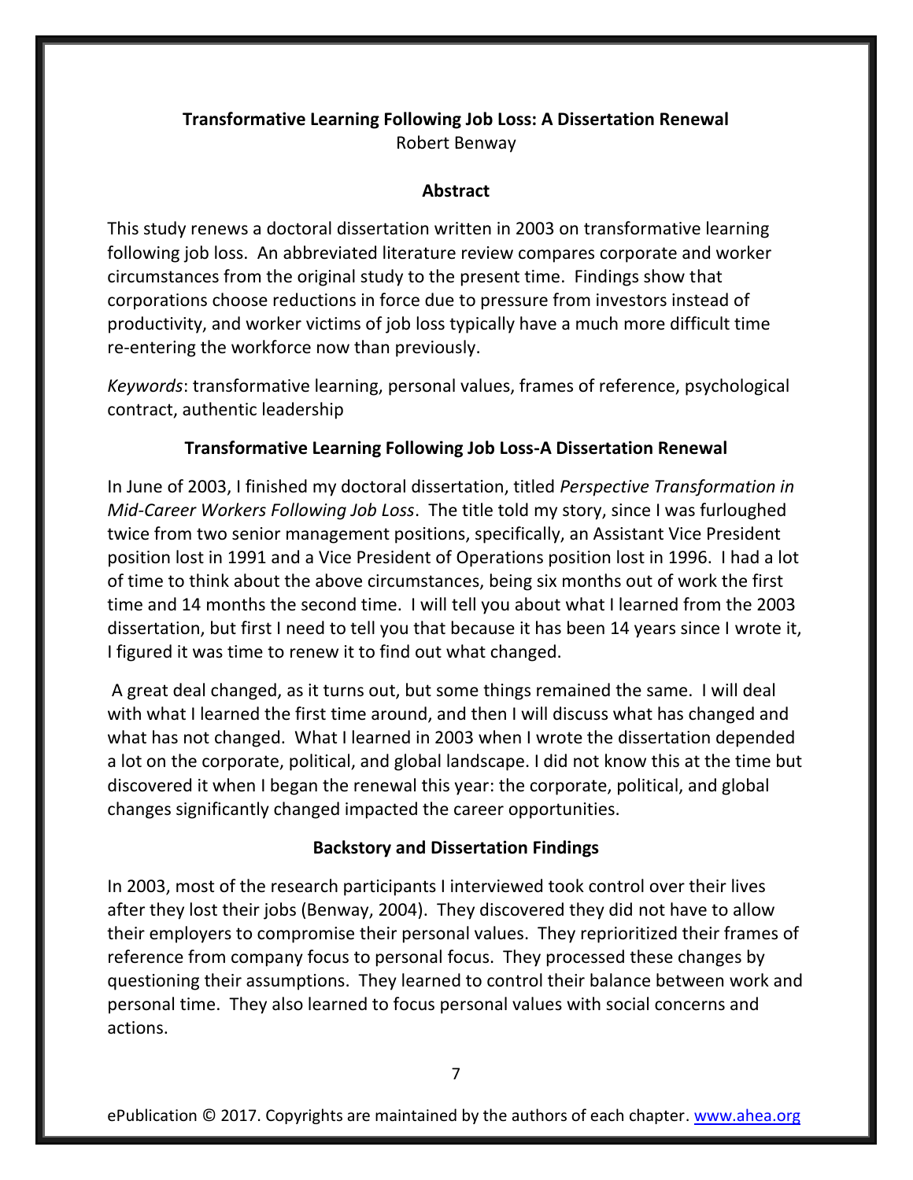# Transformative Learning Following Job Loss: A Dissertation Renewal

Robert Benway

## Abstract

This study renews a doctoral dissertation written in 2003 on transformative learning following job loss. An abbreviated literature review compares corporate and worker circumstances from the original study to the present time. Findings show that corporations choose reductions in force due to pressure from investors instead of productivity, and worker victims of job loss typically have a much more difficult time re-entering the workforce now than previously.

*Keywords*: transformative learning, personal values, frames of reference, psychological contract, authentic leadership

## Transformative Learning Following Job Loss-A Dissertation Renewal

In June of 2003, I finished my doctoral dissertation, titled *Perspective Transformation in Mid-Career Workers Following Job Loss*. The title told my story, since I was furloughed twice from two senior management positions, specifically, an Assistant Vice President position lost in 1991 and a Vice President of Operations position lost in 1996. I had a lot of time to think about the above circumstances, being six months out of work the first time and 14 months the second time. I will tell you about what I learned from the 2003 dissertation, but first I need to tell you that because it has been 14 years since I wrote it, I figured it was time to renew it to find out what changed.

A great deal changed, as it turns out, but some things remained the same. I will deal with what I learned the first time around, and then I will discuss what has changed and what has not changed. What I learned in 2003 when I wrote the dissertation depended a lot on the corporate, political, and global landscape. I did not know this at the time but discovered it when I began the renewal this year: the corporate, political, and global changes significantly changed impacted the career opportunities.

## Backstory and Dissertation Findings

In 2003, most of the research participants I interviewed took control over their lives after they lost their jobs (Benway, 2004). They discovered they did not have to allow their employers to compromise their personal values. They reprioritized their frames of reference from company focus to personal focus. They processed these changes by questioning their assumptions. They learned to control their balance between work and personal time. They also learned to focus personal values with social concerns and actions.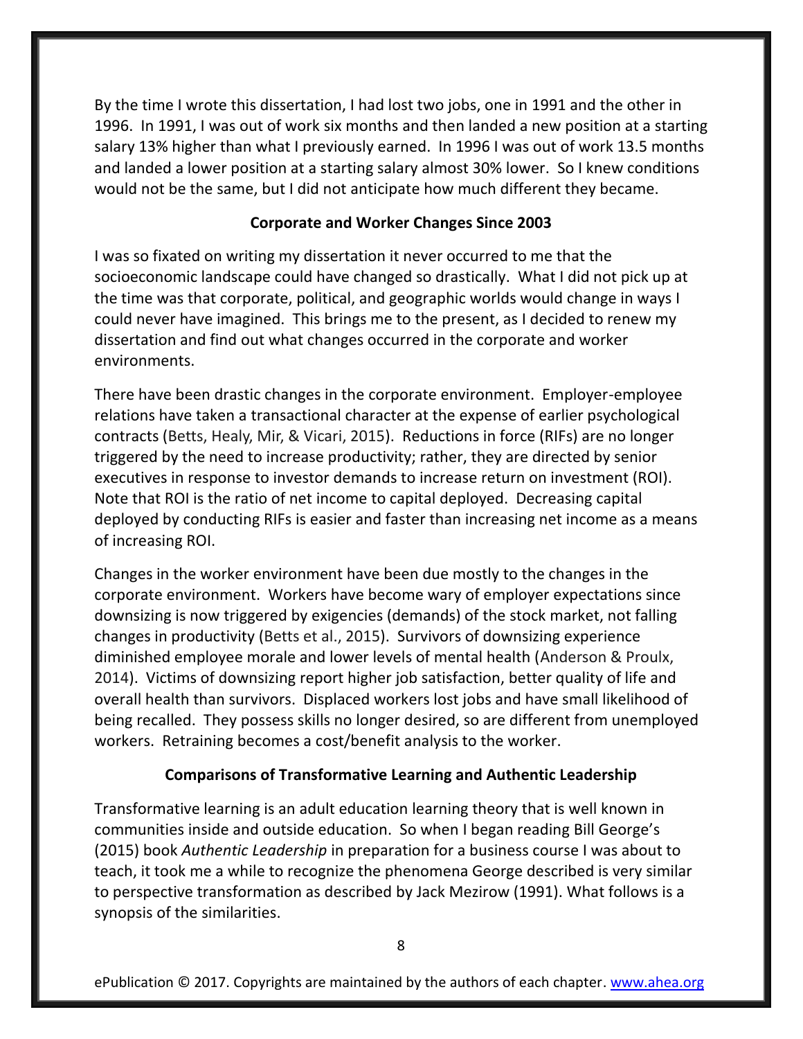By the time I wrote this dissertation, I had lost two jobs, one in 1991 and the other in 1996. In 1991, I was out of work six months and then landed a new position at a starting salary 13% higher than what I previously earned. In 1996 I was out of work 13.5 months and landed a lower position at a starting salary almost 30% lower. So I knew conditions would not be the same, but I did not anticipate how much different they became.

## Corporate and Worker Changes Since 2003

I was so fixated on writing my dissertation it never occurred to me that the socioeconomic landscape could have changed so drastically. What I did not pick up at the time was that corporate, political, and geographic worlds would change in ways I could never have imagined. This brings me to the present, as I decided to renew my dissertation and find out what changes occurred in the corporate and worker environments.

There have been drastic changes in the corporate environment. Employer-employee relations have taken a transactional character at the expense of earlier psychological contracts (Betts, Healy, Mir, & Vicari, 2015). Reductions in force (RIFs) are no longer triggered by the need to increase productivity; rather, they are directed by senior executives in response to investor demands to increase return on investment (ROI). Note that ROI is the ratio of net income to capital deployed. Decreasing capital deployed by conducting RIFs is easier and faster than increasing net income as a means of increasing ROI.

Changes in the worker environment have been due mostly to the changes in the corporate environment. Workers have become wary of employer expectations since downsizing is now triggered by exigencies (demands) of the stock market, not falling changes in productivity (Betts et al., 2015). Survivors of downsizing experience diminished employee morale and lower levels of mental health (Anderson & Proulx, 2014). Victims of downsizing report higher job satisfaction, better quality of life and overall health than survivors. Displaced workers lost jobs and have small likelihood of being recalled. They possess skills no longer desired, so are different from unemployed workers. Retraining becomes a cost/benefit analysis to the worker.

## Comparisons of Transformative Learning and Authentic Leadership

Transformative learning is an adult education learning theory that is well known in communities inside and outside education. So when I began reading Bill George's (2015) book *Authentic Leadership* in preparation for a business course I was about to teach, it took me a while to recognize the phenomena George described is very similar to perspective transformation as described by Jack Mezirow (1991). What follows is a synopsis of the similarities.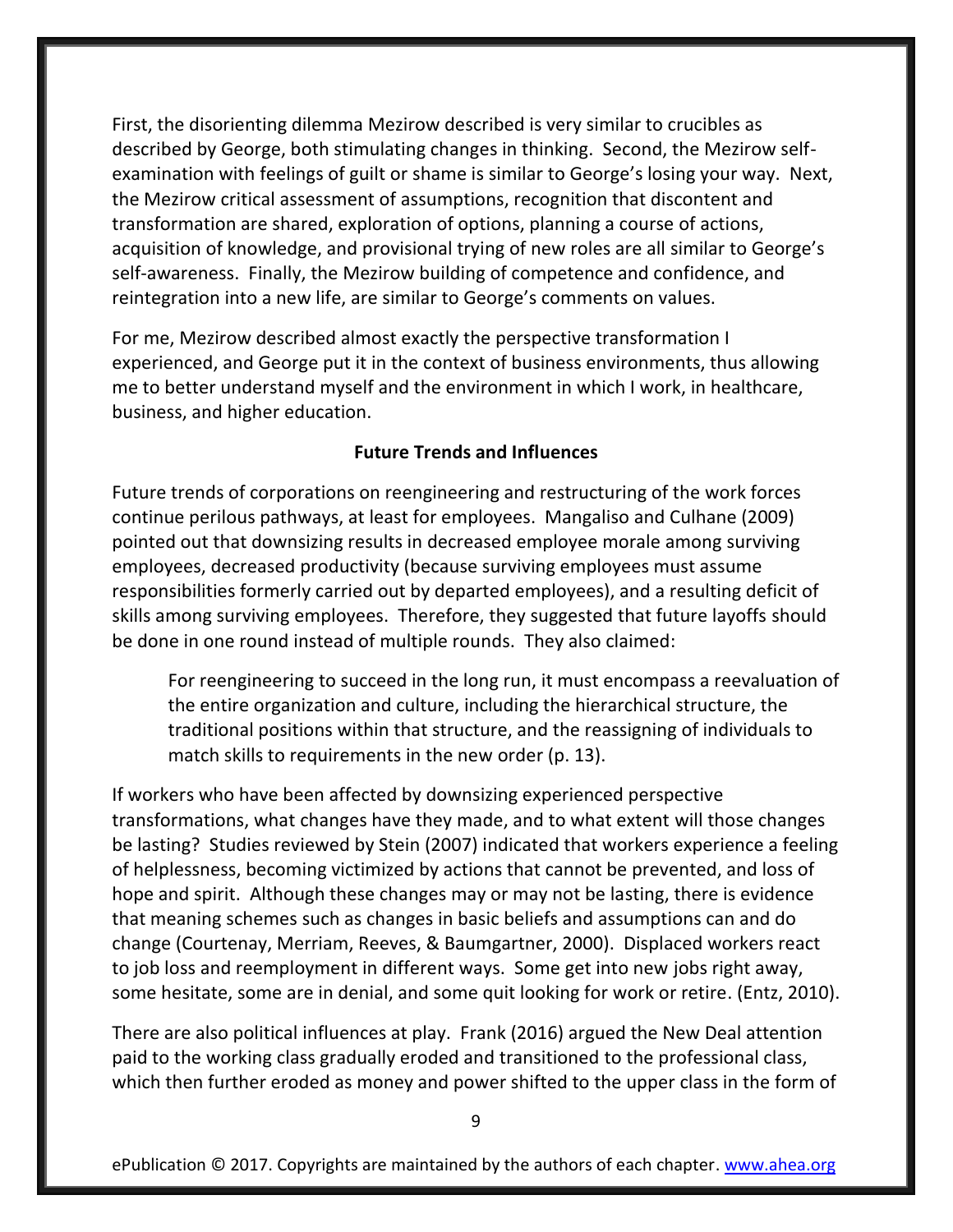First, the disorienting dilemma Mezirow described is very similar to crucibles as described by George, both stimulating changes in thinking. Second, the Mezirow self-examination with feelings of guilt or shame is similar to George's losing your way. Next, the Mezirow critical assessment of assumptions, recognition that discontent and transformation are shared, exploration of options, planning a course of actions, acquisition of knowledge, and provisional trying of new roles are all similar to George's self-awareness. Finally, the Mezirow building of competence and confidence, and reintegration into a new life, are similar to George's comments on values.

For me, Mezirow described almost exactly the perspective transformation I experienced, and George put it in the context of business environments, thus allowing me to better understand myself and the environment in which I work, in healthcare, business, and higher education.

## Future Trends and Influences

Future trends of corporations on reengineering and restructuring of the work forces continue perilous pathways, at least for employees. Mangaliso and Culhane (2009) pointed out that downsizing results in decreased employee morale among surviving employees, decreased productivity (because surviving employees must assume responsibilities formerly carried out by departed employees), and a resulting deficit of skills among surviving employees. Therefore, they suggested that future layoffs should be done in one round instead of multiple rounds. They also claimed:

> For reengineering to succeed in the long run, it must encompass a reevaluation of the entire organization and culture, including the hierarchical structure, the traditional positions within that structure, and the reassigning of individuals to match skills to requirements in the new order (p. 13).

If workers who have been affected by downsizing experienced perspective transformations, what changes have they made, and to what extent will those changes be lasting? Studies reviewed by Stein (2007) indicated that workers experience a feeling of helplessness, becoming victimized by actions that cannot be prevented, and loss of hope and spirit. Although these changes may or may not be lasting, there is evidence that meaning schemes such as changes in basic beliefs and assumptions can and do change (Courtenay, Merriam, Reeves, & Baumgartner, 2000). Displaced workers react to job loss and reemployment in different ways. Some get into new jobs right away, some hesitate, some are in denial, and some quit looking for work or retire. (Entz, 2010).

There are also political influences at play. Frank (2016) argued the New Deal attention paid to the working class gradually eroded and transitioned to the professional class, which then further eroded as money and power shifted to the upper class in the form of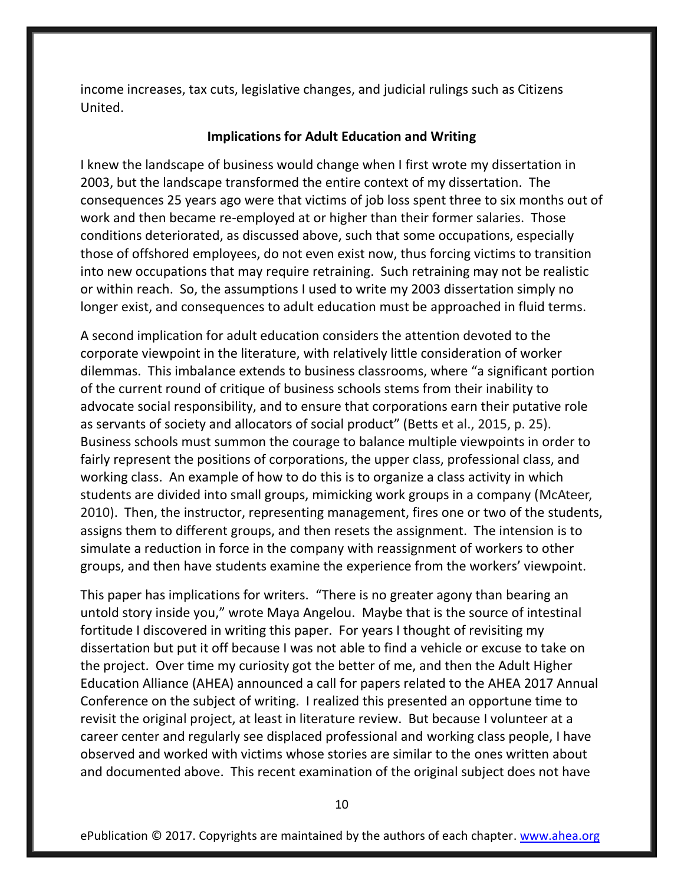income increases, tax cuts, legislative changes, and judicial rulings such as Citizens United.

## Implications for Adult Education and Writing

I knew the landscape of business would change when I first wrote my dissertation in 2003, but the landscape transformed the entire context of my dissertation. The consequences 25 years ago were that victims of job loss spent three to six months out of work and then became re-employed at or higher than their former salaries. Those conditions deteriorated, as discussed above, such that some occupations, especially those of offshored employees, do not even exist now, thus forcing victims to transition into new occupations that may require retraining. Such retraining may not be realistic or within reach. So, the assumptions I used to write my 2003 dissertation simply no longer exist, and consequences to adult education must be approached in fluid terms.

A second implication for adult education considers the attention devoted to the corporate viewpoint in the literature, with relatively little consideration of worker dilemmas. This imbalance extends to business classrooms, where "a significant portion of the current round of critique of business schools stems from their inability to advocate social responsibility, and to ensure that corporations earn their putative role as servants of society and allocators of social product" (Betts et al., 2015, p. 25). Business schools must summon the courage to balance multiple viewpoints in order to fairly represent the positions of corporations, the upper class, professional class, and working class. An example of how to do this is to organize a class activity in which students are divided into small groups, mimicking work groups in a company (McAteer, 2010). Then, the instructor, representing management, fires one or two of the students, assigns them to different groups, and then resets the assignment. The intension is to simulate a reduction in force in the company with reassignment of workers to other groups, and then have students examine the experience from the workers' viewpoint.

This paper has implications for writers. "There is no greater agony than bearing an untold story inside you," wrote Maya Angelou. Maybe that is the source of intestinal fortitude I discovered in writing this paper. For years I thought of revisiting my dissertation but put it off because I was not able to find a vehicle or excuse to take on the project. Over time my curiosity got the better of me, and then the Adult Higher Education Alliance (AHEA) announced a call for papers related to the AHEA 2017 Annual Conference on the subject of writing. I realized this presented an opportune time to revisit the original project, at least in literature review. But because I volunteer at a career center and regularly see displaced professional and working class people, I have observed and worked with victims whose stories are similar to the ones written about and documented above. This recent examination of the original subject does not have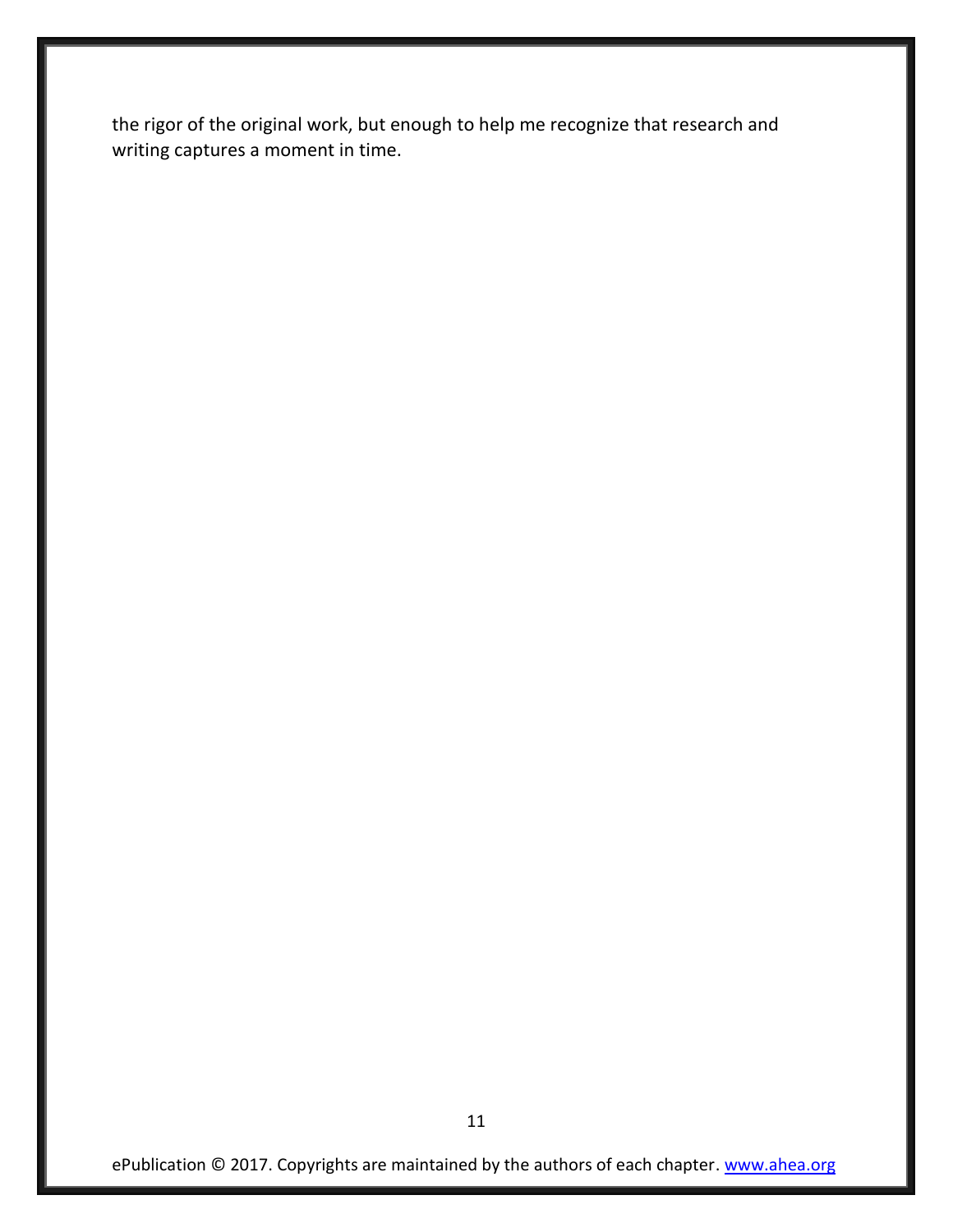the rigor of the original work, but enough to help me recognize that research and writing captures a moment in time.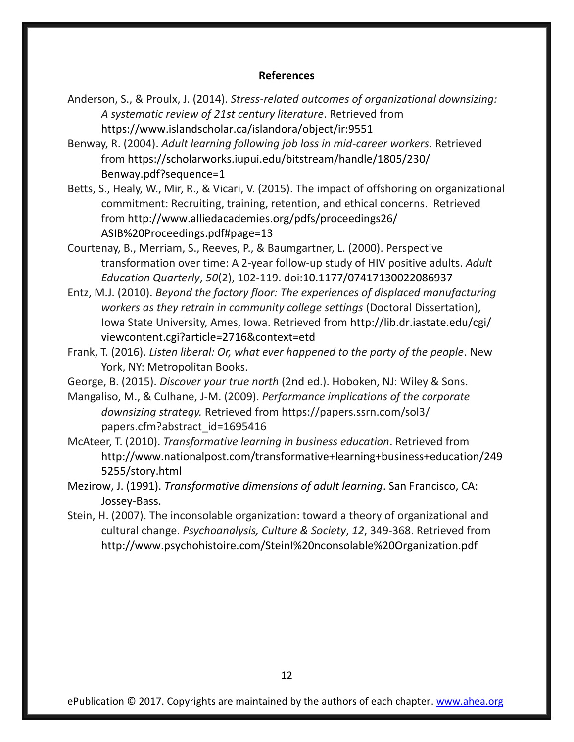## References

Anderson, S., & Proulx, J. (2014). *Stress-related outcomes of organizational downsizing: A systematic review of 21st century literature*. Retrieved from https://www.islandscholar.ca/islandora/object/ir:9551

Benway, R. (2004). *Adult learning following job loss in mid-career workers*. Retrieved from https://scholarworks.iupui.edu/bitstream/handle/1805/230/Benway.pdf?sequence=1

Betts, S., Healy, W., Mir, R., & Vicari, V. (2015). The impact of offshoring on organizational commitment: Recruiting, training, retention, and ethical concerns. Retrieved from http://www.alliedacademies.org/pdfs/proceedings26/ASIB%20Proceedings.pdf#page=13

Courtenay, B., Merriam, S., Reeves, P., & Baumgartner, L. (2000). Perspective transformation over time: A 2-year follow-up study of HIV positive adults. *Adult Education Quarterly*, *50*(2), 102-119. doi:10.1177/07417130022086937

Entz, M.J. (2010). *Beyond the factory floor: The experiences of displaced manufacturing workers as they retrain in community college settings* (Doctoral Dissertation), Iowa State University, Ames, Iowa. Retrieved from http://lib.dr.iastate.edu/cgi/viewcontent.cgi?article=2716&context=etd

Frank, T. (2016). *Listen liberal: Or, what ever happened to the party of the people*. New York, NY: Metropolitan Books.

George, B. (2015). *Discover your true north* (2nd ed.). Hoboken, NJ: Wiley & Sons.

Mangaliso, M., & Culhane, J-M. (2009). *Performance implications of the corporate downsizing strategy.* Retrieved from https://papers.ssrn.com/sol3/papers.cfm?abstract_id=1695416

McAteer, T. (2010). *Transformative learning in business education*. Retrieved from http://www.nationalpost.com/transformative+learning+business+education/2495255/story.html

Mezirow, J. (1991). *Transformative dimensions of adult learning*. San Francisco, CA: Jossey-Bass.

Stein, H. (2007). The inconsolable organization: toward a theory of organizational and cultural change. *Psychoanalysis, Culture & Society*, *12*, 349-368. Retrieved from http://www.psychohistoire.com/SteinI%20nconsolable%20Organization.pdf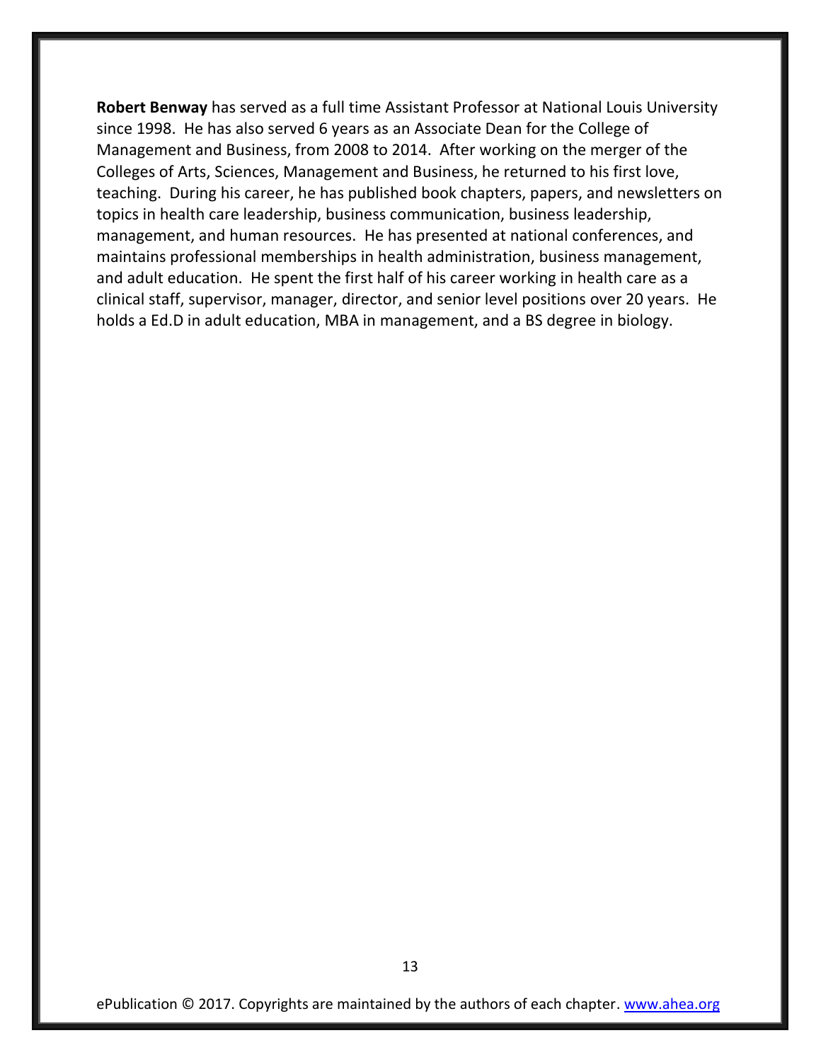**Robert Benway** has served as a full time Assistant Professor at National Louis University since 1998. He has also served 6 years as an Associate Dean for the College of Management and Business, from 2008 to 2014. After working on the merger of the Colleges of Arts, Sciences, Management and Business, he returned to his first love, teaching. During his career, he has published book chapters, papers, and newsletters on topics in health care leadership, business communication, business leadership, management, and human resources. He has presented at national conferences, and maintains professional memberships in health administration, business management, and adult education. He spent the first half of his career working in health care as a clinical staff, supervisor, manager, director, and senior level positions over 20 years. He holds a Ed.D in adult education, MBA in management, and a BS degree in biology.